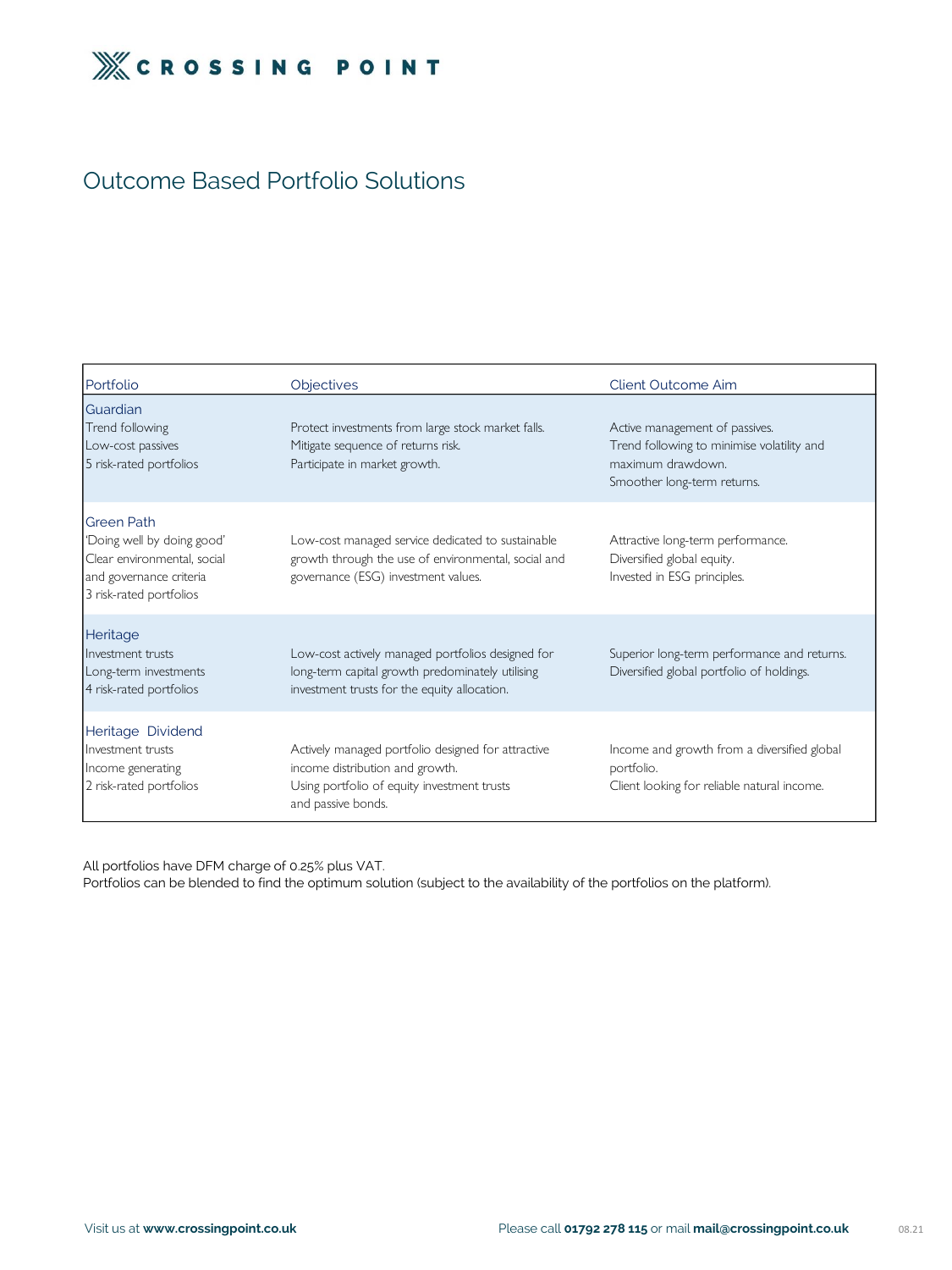# CROSSING POINT

## Outcome Based Portfolio Solutions

| Portfolio | Objectives | Client Outcome Aim |
|---|---|---|
| **Guardian**<br>Trend following<br>Low-cost passives<br>5 risk-rated portfolios | Protect investments from large stock market falls.<br>Mitigate sequence of returns risk.<br>Participate in market growth. | Active management of passives.<br>Trend following to minimise volatility and maximum drawdown.<br>Smoother long-term returns. |
| **Green Path**<br>'Doing well by doing good'<br>Clear environmental, social and governance criteria<br>3 risk-rated portfolios | Low-cost managed service dedicated to sustainable growth through the use of environmental, social and governance (ESG) investment values. | Attractive long-term performance.<br>Diversified global equity.<br>Invested in ESG principles. |
| **Heritage**<br>Investment trusts<br>Long-term investments<br>4 risk-rated portfolios | Low-cost actively managed portfolios designed for long-term capital growth predominately utilising investment trusts for the equity allocation. | Superior long-term performance and returns.<br>Diversified global portfolio of holdings. |
| **Heritage Dividend**<br>Investment trusts<br>Income generating<br>2 risk-rated portfolios | Actively managed portfolio designed for attractive income distribution and growth.<br>Using portfolio of equity investment trusts and passive bonds. | Income and growth from a diversified global portfolio.<br>Client looking for reliable natural income. |

All portfolios have DFM charge of 0.25% plus VAT.
Portfolios can be blended to find the optimum solution (subject to the availability of the portfolios on the platform).

Visit us at **www.crossingpoint.co.uk** Please call **01792 278 115** or mail **mail@crossingpoint.co.uk** 08.21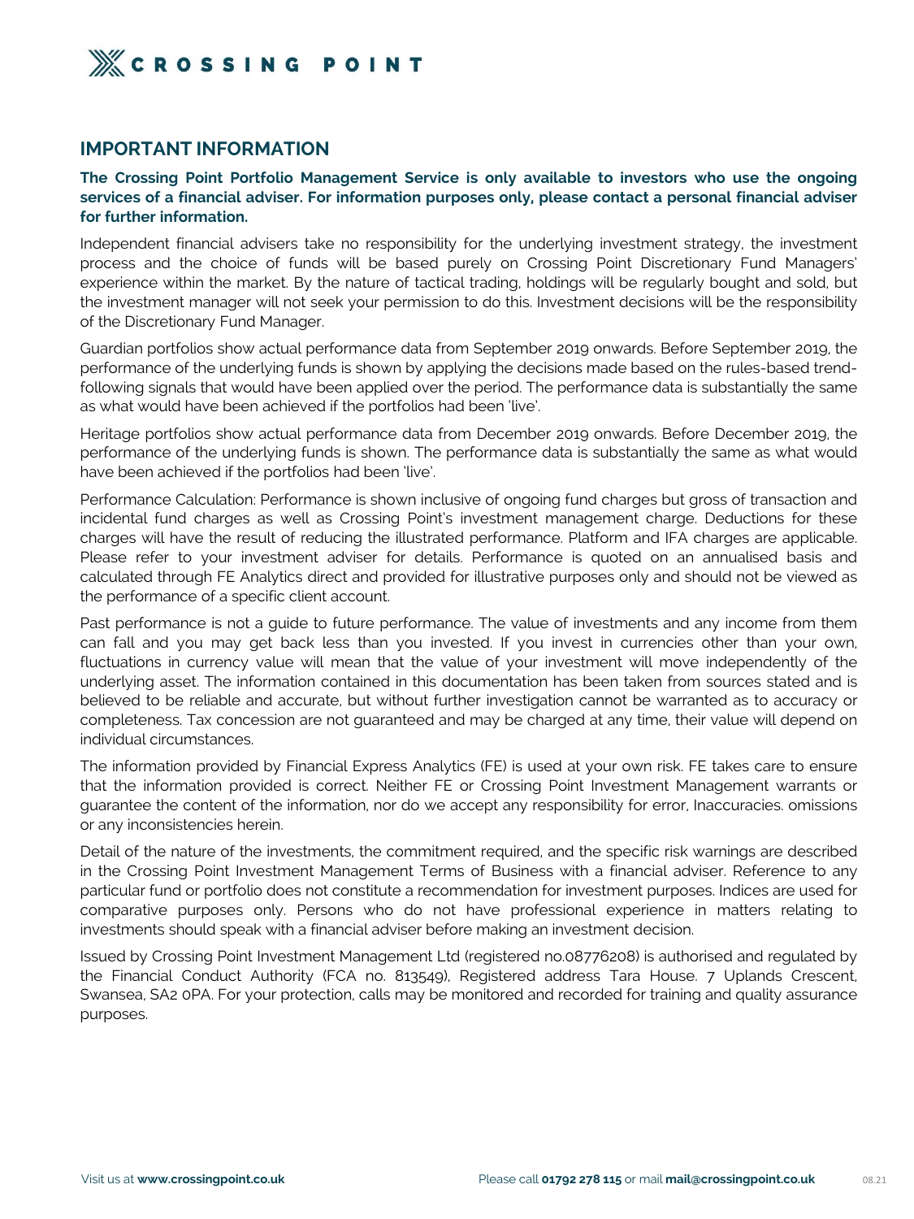## IMPORTANT INFORMATION

**The Crossing Point Portfolio Management Service is only available to investors who use the ongoing services of a financial adviser. For information purposes only, please contact a personal financial adviser for further information.**

Independent financial advisers take no responsibility for the underlying investment strategy, the investment process and the choice of funds will be based purely on Crossing Point Discretionary Fund Managers' experience within the market. By the nature of tactical trading, holdings will be regularly bought and sold, but the investment manager will not seek your permission to do this. Investment decisions will be the responsibility of the Discretionary Fund Manager.

Guardian portfolios show actual performance data from September 2019 onwards. Before September 2019, the performance of the underlying funds is shown by applying the decisions made based on the rules-based trend-following signals that would have been applied over the period. The performance data is substantially the same as what would have been achieved if the portfolios had been 'live'.

Heritage portfolios show actual performance data from December 2019 onwards. Before December 2019, the performance of the underlying funds is shown. The performance data is substantially the same as what would have been achieved if the portfolios had been 'live'.

Performance Calculation: Performance is shown inclusive of ongoing fund charges but gross of transaction and incidental fund charges as well as Crossing Point's investment management charge. Deductions for these charges will have the result of reducing the illustrated performance. Platform and IFA charges are applicable. Please refer to your investment adviser for details. Performance is quoted on an annualised basis and calculated through FE Analytics direct and provided for illustrative purposes only and should not be viewed as the performance of a specific client account.

Past performance is not a guide to future performance. The value of investments and any income from them can fall and you may get back less than you invested. If you invest in currencies other than your own, fluctuations in currency value will mean that the value of your investment will move independently of the underlying asset. The information contained in this documentation has been taken from sources stated and is believed to be reliable and accurate, but without further investigation cannot be warranted as to accuracy or completeness. Tax concession are not guaranteed and may be charged at any time, their value will depend on individual circumstances.

The information provided by Financial Express Analytics (FE) is used at your own risk. FE takes care to ensure that the information provided is correct. Neither FE or Crossing Point Investment Management warrants or guarantee the content of the information, nor do we accept any responsibility for error, Inaccuracies. omissions or any inconsistencies herein.

Detail of the nature of the investments, the commitment required, and the specific risk warnings are described in the Crossing Point Investment Management Terms of Business with a financial adviser. Reference to any particular fund or portfolio does not constitute a recommendation for investment purposes. Indices are used for comparative purposes only. Persons who do not have professional experience in matters relating to investments should speak with a financial adviser before making an investment decision.

Issued by Crossing Point Investment Management Ltd (registered no.08776208) is authorised and regulated by the Financial Conduct Authority (FCA no. 813549), Registered address Tara House. 7 Uplands Crescent, Swansea, SA2 0PA. For your protection, calls may be monitored and recorded for training and quality assurance purposes.

Visit us at **www.crossingpoint.co.uk** Please call **01792 278 115** or mail **mail@crossingpoint.co.uk** 08.21